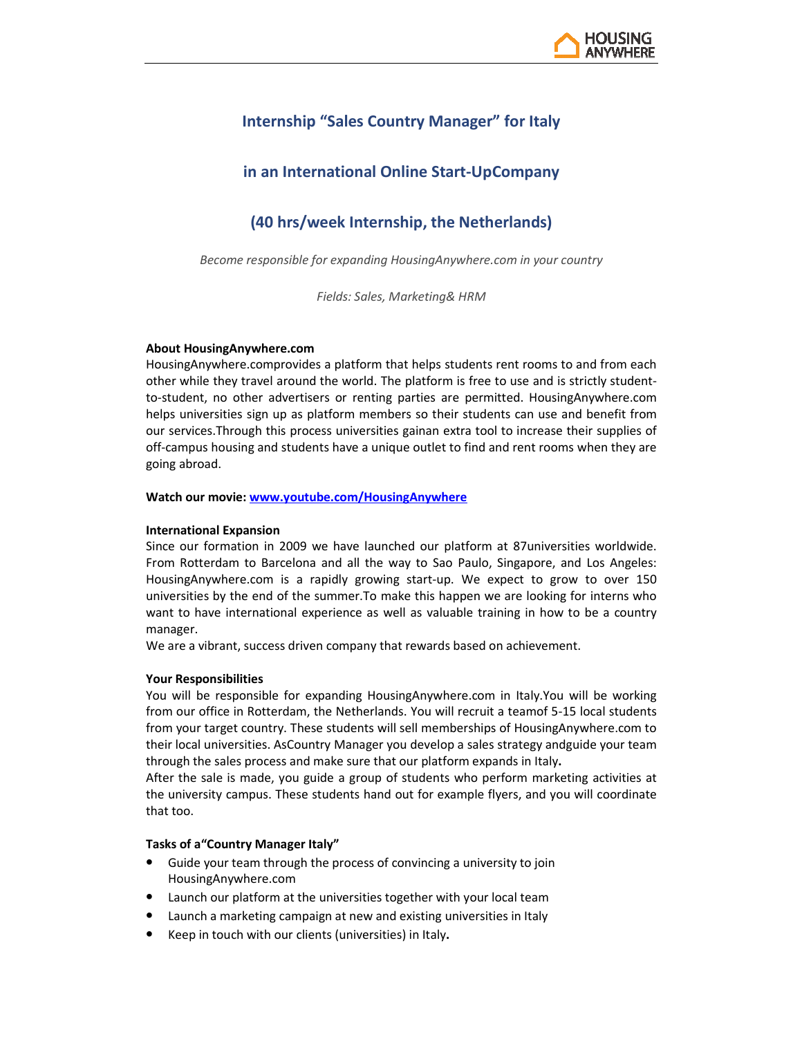# Internship "Sales Country Manager" for Italy

## in an International Online Start-UpCompany

## (40 hrs/week Internship, the Netherlands)

*Become responsible for expanding HousingAnywhere.com in your country*

*Fields: Sales, Marketing& HRM*

**About HousingAnywhere.com**

HousingAnywhere.comprovides a platform that helps students rent rooms to and from each other while they travel around the world. The platform is free to use and is strictly student-to-student, no other advertisers or renting parties are permitted. HousingAnywhere.com helps universities sign up as platform members so their students can use and benefit from our services.Through this process universities gainan extra tool to increase their supplies of off-campus housing and students have a unique outlet to find and rent rooms when they are going abroad.

**Watch our movie: [www.youtube.com/HousingAnywhere](www.youtube.com/HousingAnywhere)**

**International Expansion**

Since our formation in 2009 we have launched our platform at 87universities worldwide. From Rotterdam to Barcelona and all the way to Sao Paulo, Singapore, and Los Angeles: HousingAnywhere.com is a rapidly growing start-up. We expect to grow to over 150 universities by the end of the summer.To make this happen we are looking for interns who want to have international experience as well as valuable training in how to be a country manager.

We are a vibrant, success driven company that rewards based on achievement.

**Your Responsibilities**

You will be responsible for expanding HousingAnywhere.com in Italy.You will be working from our office in Rotterdam, the Netherlands. You will recruit a teamof 5-15 local students from your target country. These students will sell memberships of HousingAnywhere.com to their local universities. AsCountry Manager you develop a sales strategy andguide your team through the sales process and make sure that our platform expands in Italy**.**

After the sale is made, you guide a group of students who perform marketing activities at the university campus. These students hand out for example flyers, and you will coordinate that too.

**Tasks of a"Country Manager Italy"**

- Guide your team through the process of convincing a university to join HousingAnywhere.com
- Launch our platform at the universities together with your local team
- Launch a marketing campaign at new and existing universities in Italy
- Keep in touch with our clients (universities) in Italy**.**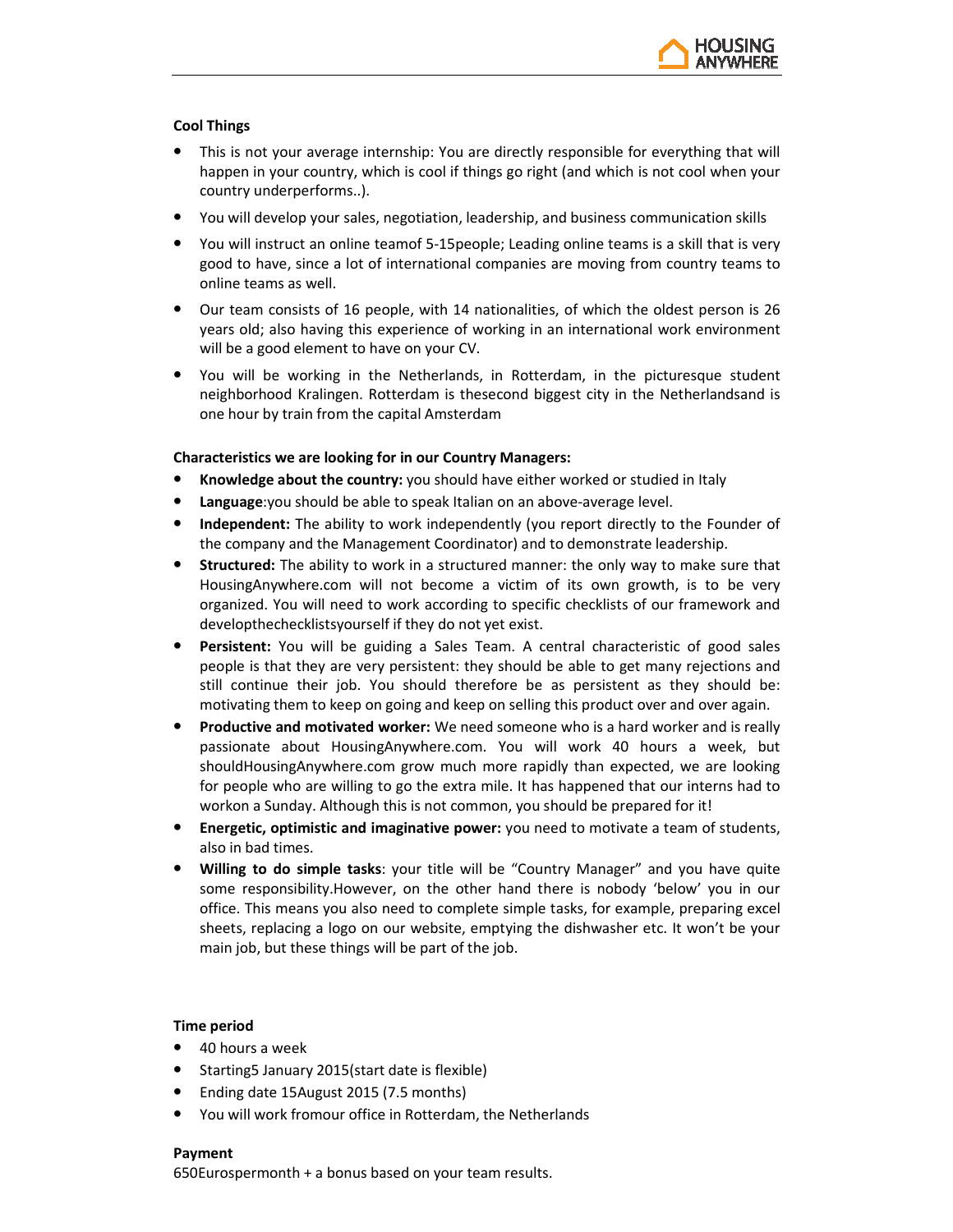**Cool Things**

- This is not your average internship: You are directly responsible for everything that will happen in your country, which is cool if things go right (and which is not cool when your country underperforms..).
- You will develop your sales, negotiation, leadership, and business communication skills
- You will instruct an online teamof 5-15people; Leading online teams is a skill that is very good to have, since a lot of international companies are moving from country teams to online teams as well.
- Our team consists of 16 people, with 14 nationalities, of which the oldest person is 26 years old; also having this experience of working in an international work environment will be a good element to have on your CV.
- You will be working in the Netherlands, in Rotterdam, in the picturesque student neighborhood Kralingen. Rotterdam is thesecond biggest city in the Netherlandsand is one hour by train from the capital Amsterdam

**Characteristics we are looking for in our Country Managers:**

- **Knowledge about the country:** you should have either worked or studied in Italy
- **Language**:you should be able to speak Italian on an above-average level.
- **Independent:** The ability to work independently (you report directly to the Founder of the company and the Management Coordinator) and to demonstrate leadership.
- **Structured:** The ability to work in a structured manner: the only way to make sure that HousingAnywhere.com will not become a victim of its own growth, is to be very organized. You will need to work according to specific checklists of our framework and developthechecklistsyourself if they do not yet exist.
- **Persistent:** You will be guiding a Sales Team. A central characteristic of good sales people is that they are very persistent: they should be able to get many rejections and still continue their job. You should therefore be as persistent as they should be: motivating them to keep on going and keep on selling this product over and over again.
- **Productive and motivated worker:** We need someone who is a hard worker and is really passionate about HousingAnywhere.com. You will work 40 hours a week, but shouldHousingAnywhere.com grow much more rapidly than expected, we are looking for people who are willing to go the extra mile. It has happened that our interns had to workon a Sunday. Although this is not common, you should be prepared for it!
- **Energetic, optimistic and imaginative power:** you need to motivate a team of students, also in bad times.
- **Willing to do simple tasks**: your title will be "Country Manager" and you have quite some responsibility.However, on the other hand there is nobody 'below' you in our office. This means you also need to complete simple tasks, for example, preparing excel sheets, replacing a logo on our website, emptying the dishwasher etc. It won't be your main job, but these things will be part of the job.

**Time period**

- 40 hours a week
- Starting5 January 2015(start date is flexible)
- Ending date 15August 2015 (7.5 months)
- You will work fromour office in Rotterdam, the Netherlands

**Payment**

650Eurospermonth + a bonus based on your team results.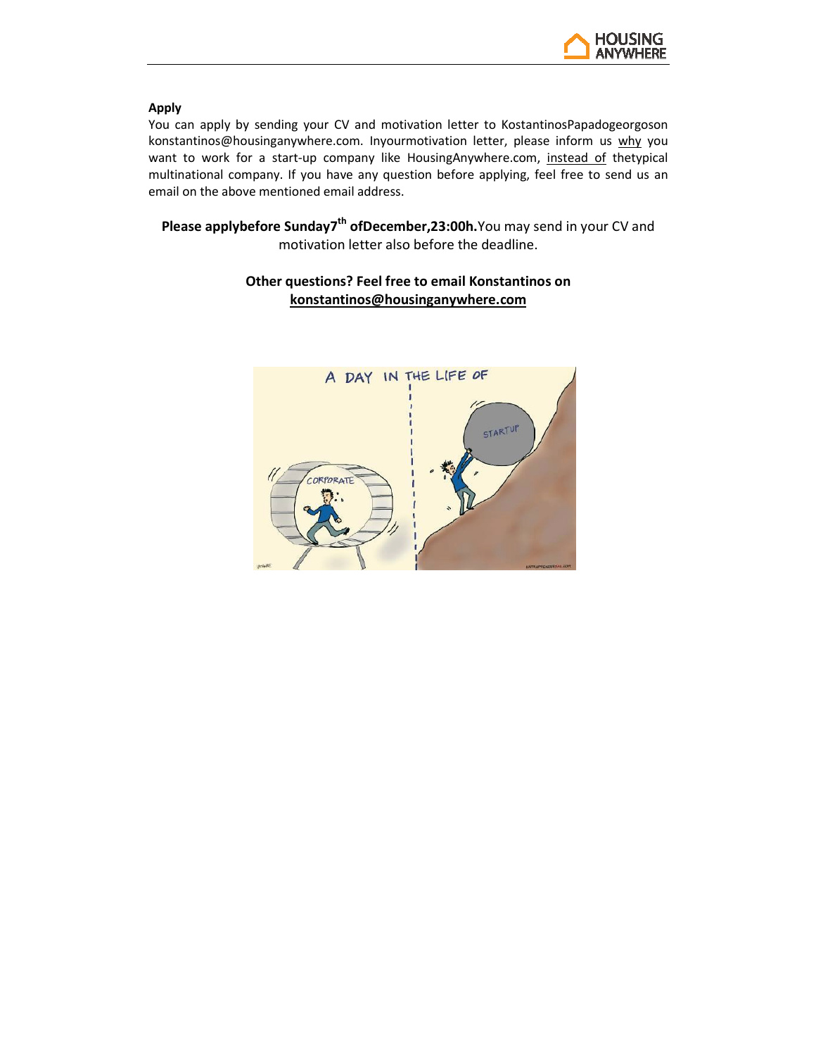**Apply**

You can apply by sending your CV and motivation letter to KostantinosPapadogeorgoson konstantinos@housinganywhere.com. Inyourmotivation letter, please inform us why you want to work for a start-up company like HousingAnywhere.com, instead of thetypical multinational company. If you have any question before applying, feel free to send us an email on the above mentioned email address.

**Please applybefore Sunday7th ofDecember,23:00h.**You may send in your CV and motivation letter also before the deadline.

**Other questions? Feel free to email Konstantinos on [konstantinos@housinganywhere.com](mailto:konstantinos@housinganywhere.com)**